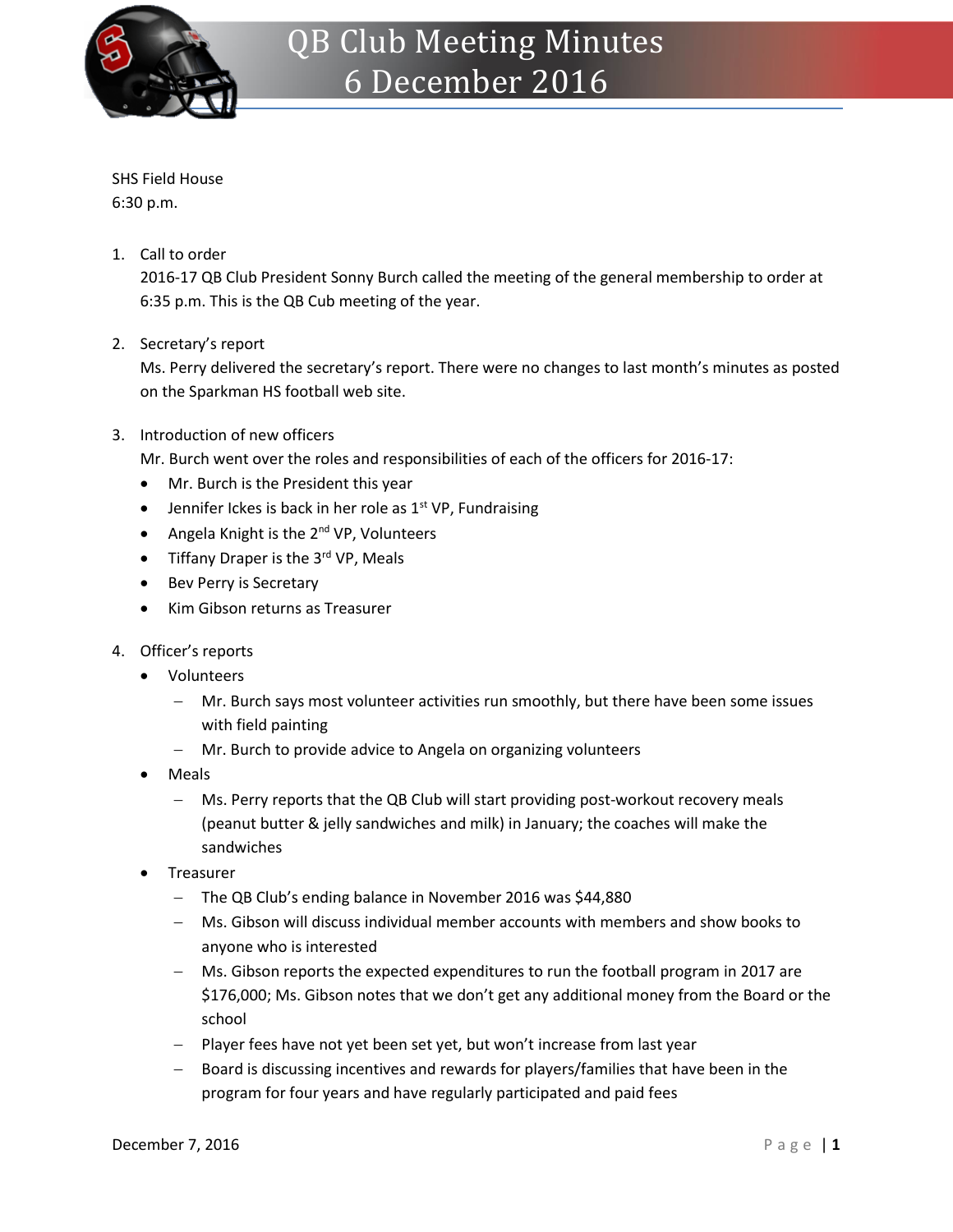# QB Club Meeting Minutes
# 6 December 2016

SHS Field House
6:30 p.m.

1. Call to order
   2016-17 QB Club President Sonny Burch called the meeting of the general membership to order at 6:35 p.m. This is the QB Cub meeting of the year.

2. Secretary's report
   Ms. Perry delivered the secretary's report. There were no changes to last month's minutes as posted on the Sparkman HS football web site.

3. Introduction of new officers
   Mr. Burch went over the roles and responsibilities of each of the officers for 2016-17:
   - Mr. Burch is the President this year
   - Jennifer Ickes is back in her role as 1st VP, Fundraising
   - Angela Knight is the 2nd VP, Volunteers
   - Tiffany Draper is the 3rd VP, Meals
   - Bev Perry is Secretary
   - Kim Gibson returns as Treasurer

4. Officer's reports
   - Volunteers
     - Mr. Burch says most volunteer activities run smoothly, but there have been some issues with field painting
     - Mr. Burch to provide advice to Angela on organizing volunteers
   - Meals
     - Ms. Perry reports that the QB Club will start providing post-workout recovery meals (peanut butter & jelly sandwiches and milk) in January; the coaches will make the sandwiches
   - Treasurer
     - The QB Club's ending balance in November 2016 was $44,880
     - Ms. Gibson will discuss individual member accounts with members and show books to anyone who is interested
     - Ms. Gibson reports the expected expenditures to run the football program in 2017 are $176,000; Ms. Gibson notes that we don't get any additional money from the Board or the school
     - Player fees have not yet been set yet, but won't increase from last year
     - Board is discussing incentives and rewards for players/families that have been in the program for four years and have regularly participated and paid fees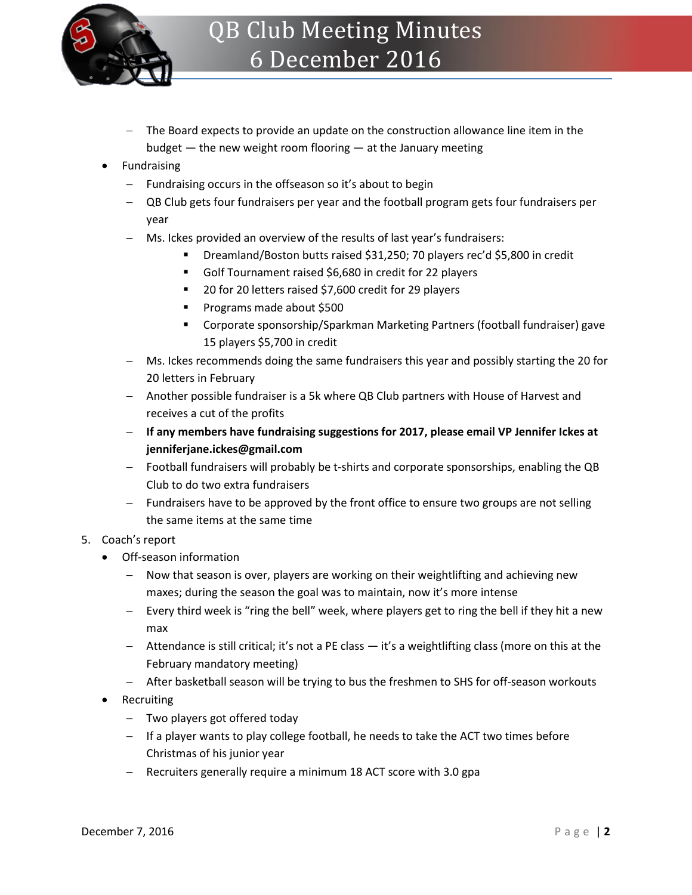- The Board expects to provide an update on the construction allowance line item in the budget — the new weight room flooring — at the January meeting
- Fundraising
  - Fundraising occurs in the offseason so it's about to begin
  - QB Club gets four fundraisers per year and the football program gets four fundraisers per year
  - Ms. Ickes provided an overview of the results of last year's fundraisers:
    - Dreamland/Boston butts raised $31,250; 70 players rec'd $5,800 in credit
    - Golf Tournament raised $6,680 in credit for 22 players
    - 20 for 20 letters raised $7,600 credit for 29 players
    - Programs made about $500
    - Corporate sponsorship/Sparkman Marketing Partners (football fundraiser) gave 15 players $5,700 in credit
  - Ms. Ickes recommends doing the same fundraisers this year and possibly starting the 20 for 20 letters in February
  - Another possible fundraiser is a 5k where QB Club partners with House of Harvest and receives a cut of the profits
  - **If any members have fundraising suggestions for 2017, please email VP Jennifer Ickes at jenniferjane.ickes@gmail.com**
  - Football fundraisers will probably be t-shirts and corporate sponsorships, enabling the QB Club to do two extra fundraisers
  - Fundraisers have to be approved by the front office to ensure two groups are not selling the same items at the same time

5. Coach's report
   - Off-season information
     - Now that season is over, players are working on their weightlifting and achieving new maxes; during the season the goal was to maintain, now it's more intense
     - Every third week is "ring the bell" week, where players get to ring the bell if they hit a new max
     - Attendance is still critical; it's not a PE class — it's a weightlifting class (more on this at the February mandatory meeting)
     - After basketball season will be trying to bus the freshmen to SHS for off-season workouts
   - Recruiting
     - Two players got offered today
     - If a player wants to play college football, he needs to take the ACT two times before Christmas of his junior year
     - Recruiters generally require a minimum 18 ACT score with 3.0 gpa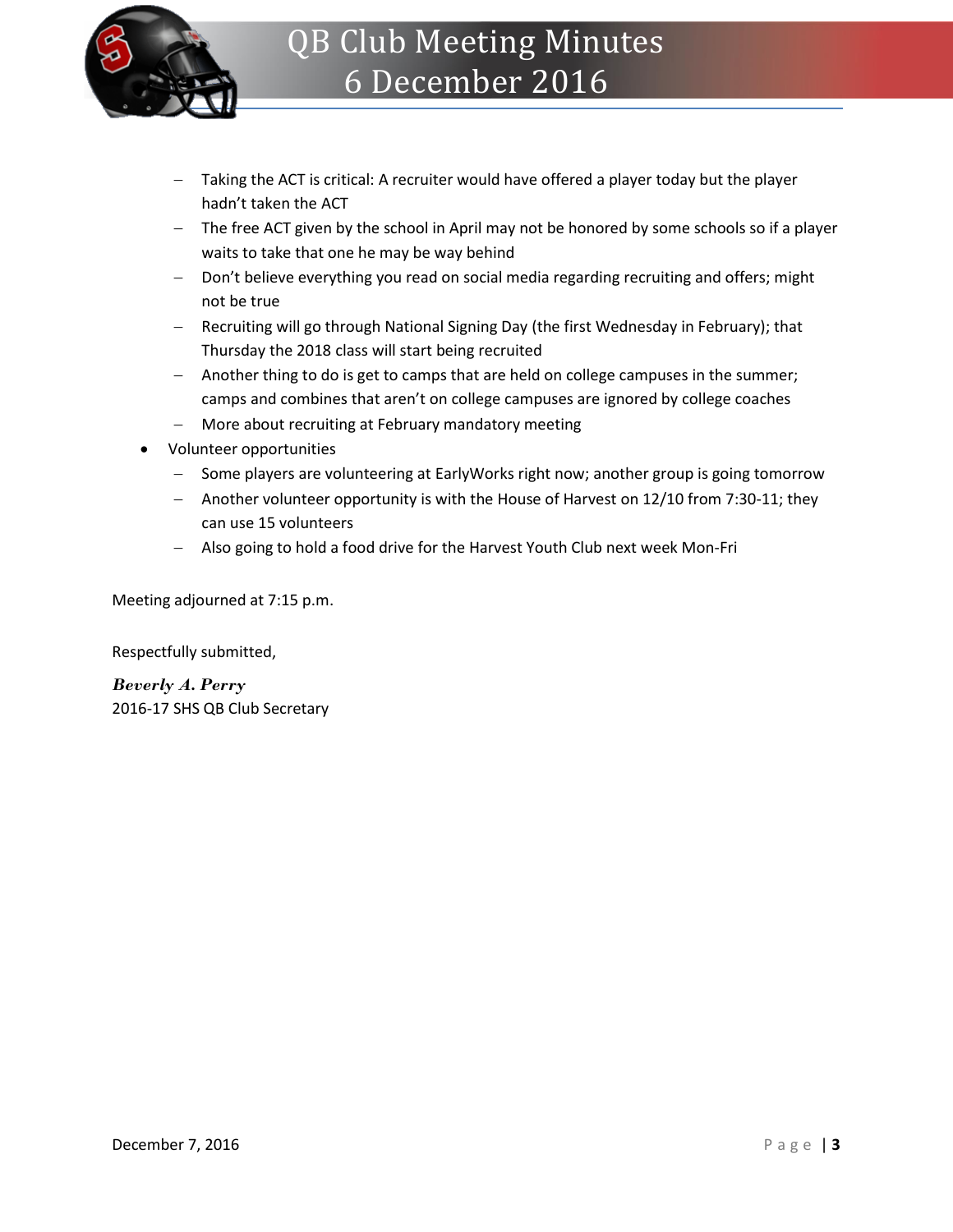- Taking the ACT is critical: A recruiter would have offered a player today but the player hadn't taken the ACT
- The free ACT given by the school in April may not be honored by some schools so if a player waits to take that one he may be way behind
- Don't believe everything you read on social media regarding recruiting and offers; might not be true
- Recruiting will go through National Signing Day (the first Wednesday in February); that Thursday the 2018 class will start being recruited
- Another thing to do is get to camps that are held on college campuses in the summer; camps and combines that aren't on college campuses are ignored by college coaches
- More about recruiting at February mandatory meeting

- Volunteer opportunities
  - Some players are volunteering at EarlyWorks right now; another group is going tomorrow
  - Another volunteer opportunity is with the House of Harvest on 12/10 from 7:30-11; they can use 15 volunteers
  - Also going to hold a food drive for the Harvest Youth Club next week Mon-Fri

Meeting adjourned at 7:15 p.m.

Respectfully submitted,

***Beverly A. Perry***
2016-17 SHS QB Club Secretary